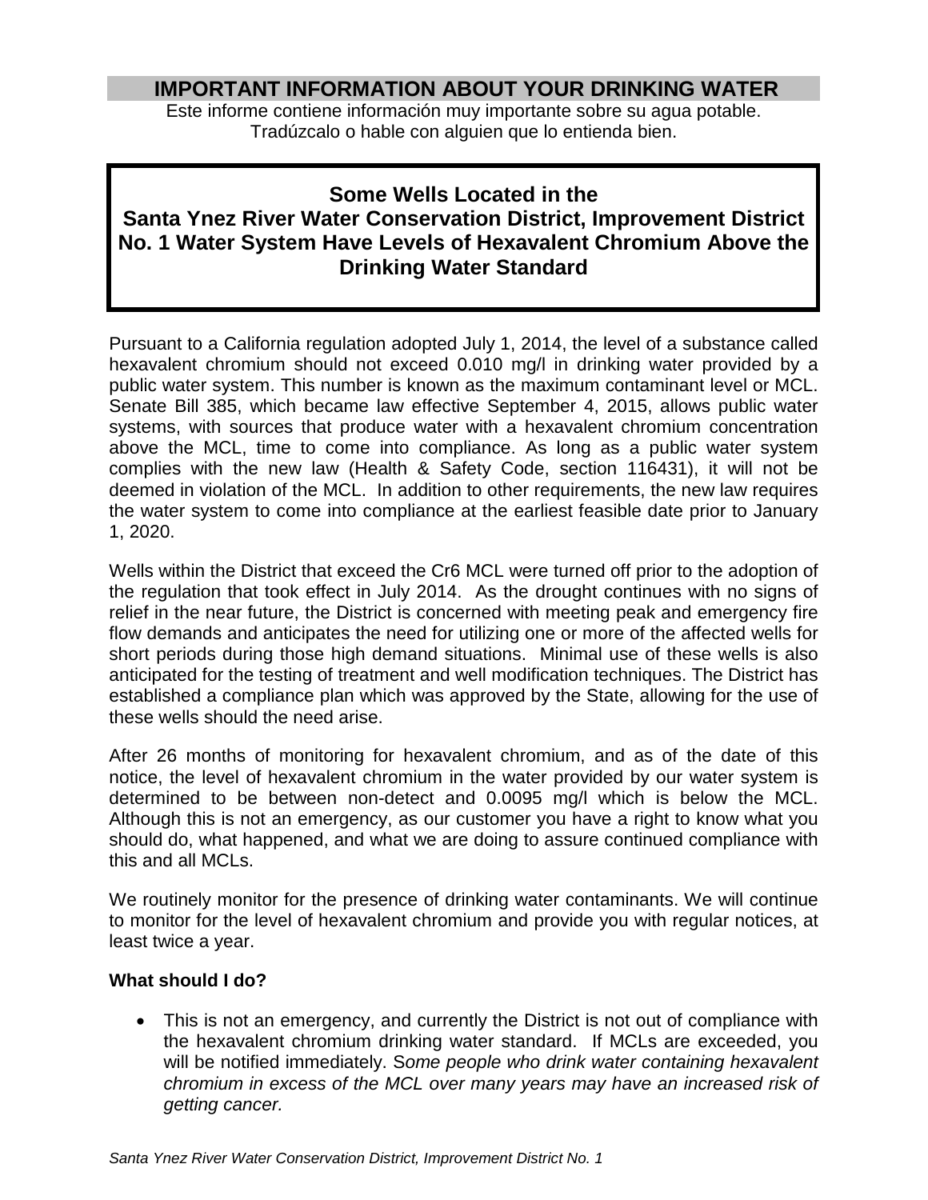# IMPORTANT INFORMATION ABOUT YOUR DRINKING WATER

Este informe contiene información muy importante sobre su agua potable.
Tradúzcalo o hable con alguien que lo entienda bien.

## Some Wells Located in the Santa Ynez River Water Conservation District, Improvement District No. 1 Water System Have Levels of Hexavalent Chromium Above the Drinking Water Standard

Pursuant to a California regulation adopted July 1, 2014, the level of a substance called hexavalent chromium should not exceed 0.010 mg/l in drinking water provided by a public water system. This number is known as the maximum contaminant level or MCL. Senate Bill 385, which became law effective September 4, 2015, allows public water systems, with sources that produce water with a hexavalent chromium concentration above the MCL, time to come into compliance. As long as a public water system complies with the new law (Health & Safety Code, section 116431), it will not be deemed in violation of the MCL. In addition to other requirements, the new law requires the water system to come into compliance at the earliest feasible date prior to January 1, 2020.

Wells within the District that exceed the Cr6 MCL were turned off prior to the adoption of the regulation that took effect in July 2014. As the drought continues with no signs of relief in the near future, the District is concerned with meeting peak and emergency fire flow demands and anticipates the need for utilizing one or more of the affected wells for short periods during those high demand situations. Minimal use of these wells is also anticipated for the testing of treatment and well modification techniques. The District has established a compliance plan which was approved by the State, allowing for the use of these wells should the need arise.

After 26 months of monitoring for hexavalent chromium, and as of the date of this notice, the level of hexavalent chromium in the water provided by our water system is determined to be between non-detect and 0.0095 mg/l which is below the MCL. Although this is not an emergency, as our customer you have a right to know what you should do, what happened, and what we are doing to assure continued compliance with this and all MCLs.

We routinely monitor for the presence of drinking water contaminants. We will continue to monitor for the level of hexavalent chromium and provide you with regular notices, at least twice a year.

**What should I do?**

- This is not an emergency, and currently the District is not out of compliance with the hexavalent chromium drinking water standard. If MCLs are exceeded, you will be notified immediately. *Some people who drink water containing hexavalent chromium in excess of the MCL over many years may have an increased risk of getting cancer.*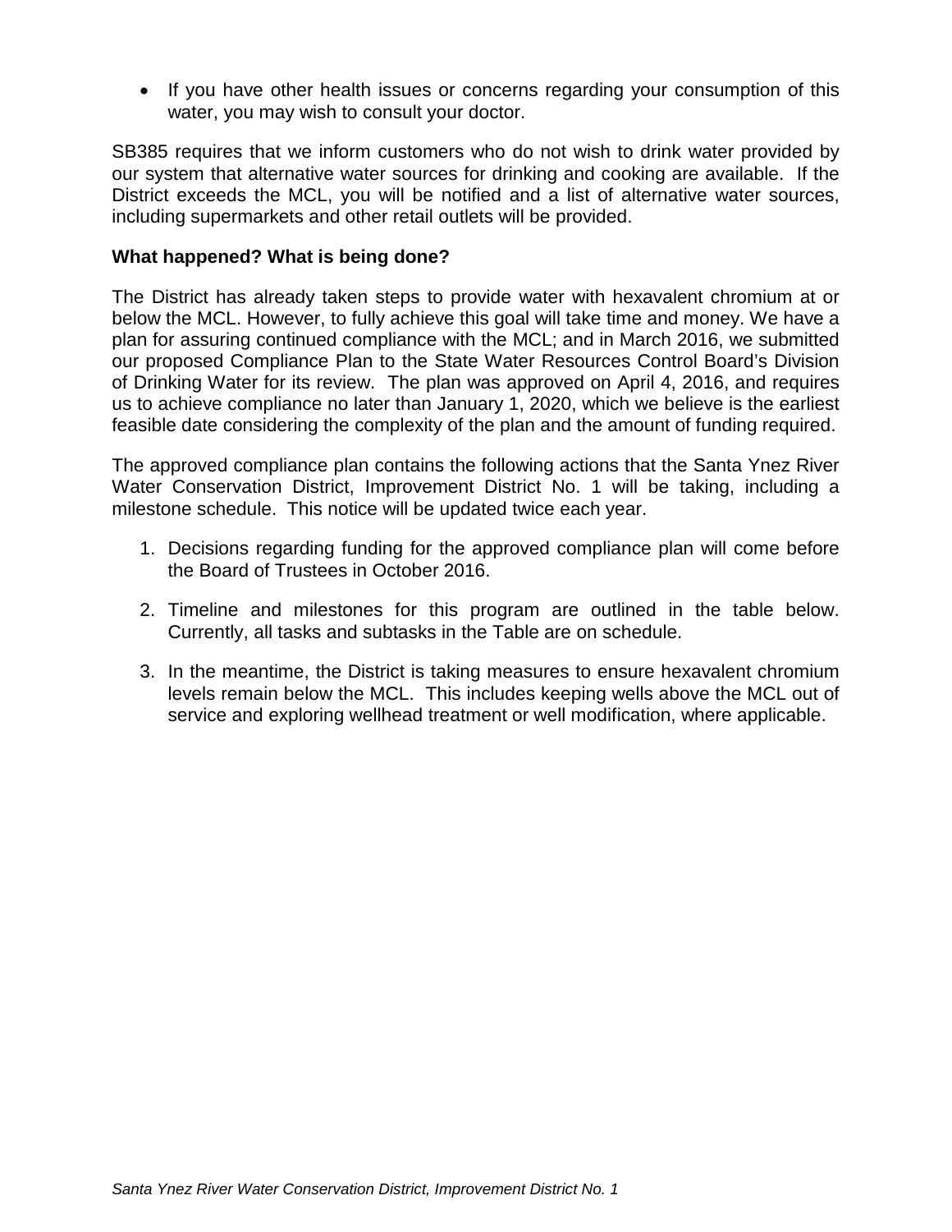- If you have other health issues or concerns regarding your consumption of this water, you may wish to consult your doctor.

SB385 requires that we inform customers who do not wish to drink water provided by our system that alternative water sources for drinking and cooking are available. If the District exceeds the MCL, you will be notified and a list of alternative water sources, including supermarkets and other retail outlets will be provided.

**What happened? What is being done?**

The District has already taken steps to provide water with hexavalent chromium at or below the MCL. However, to fully achieve this goal will take time and money. We have a plan for assuring continued compliance with the MCL; and in March 2016, we submitted our proposed Compliance Plan to the State Water Resources Control Board's Division of Drinking Water for its review. The plan was approved on April 4, 2016, and requires us to achieve compliance no later than January 1, 2020, which we believe is the earliest feasible date considering the complexity of the plan and the amount of funding required.

The approved compliance plan contains the following actions that the Santa Ynez River Water Conservation District, Improvement District No. 1 will be taking, including a milestone schedule. This notice will be updated twice each year.

1. Decisions regarding funding for the approved compliance plan will come before the Board of Trustees in October 2016.
2. Timeline and milestones for this program are outlined in the table below. Currently, all tasks and subtasks in the Table are on schedule.
3. In the meantime, the District is taking measures to ensure hexavalent chromium levels remain below the MCL. This includes keeping wells above the MCL out of service and exploring wellhead treatment or well modification, where applicable.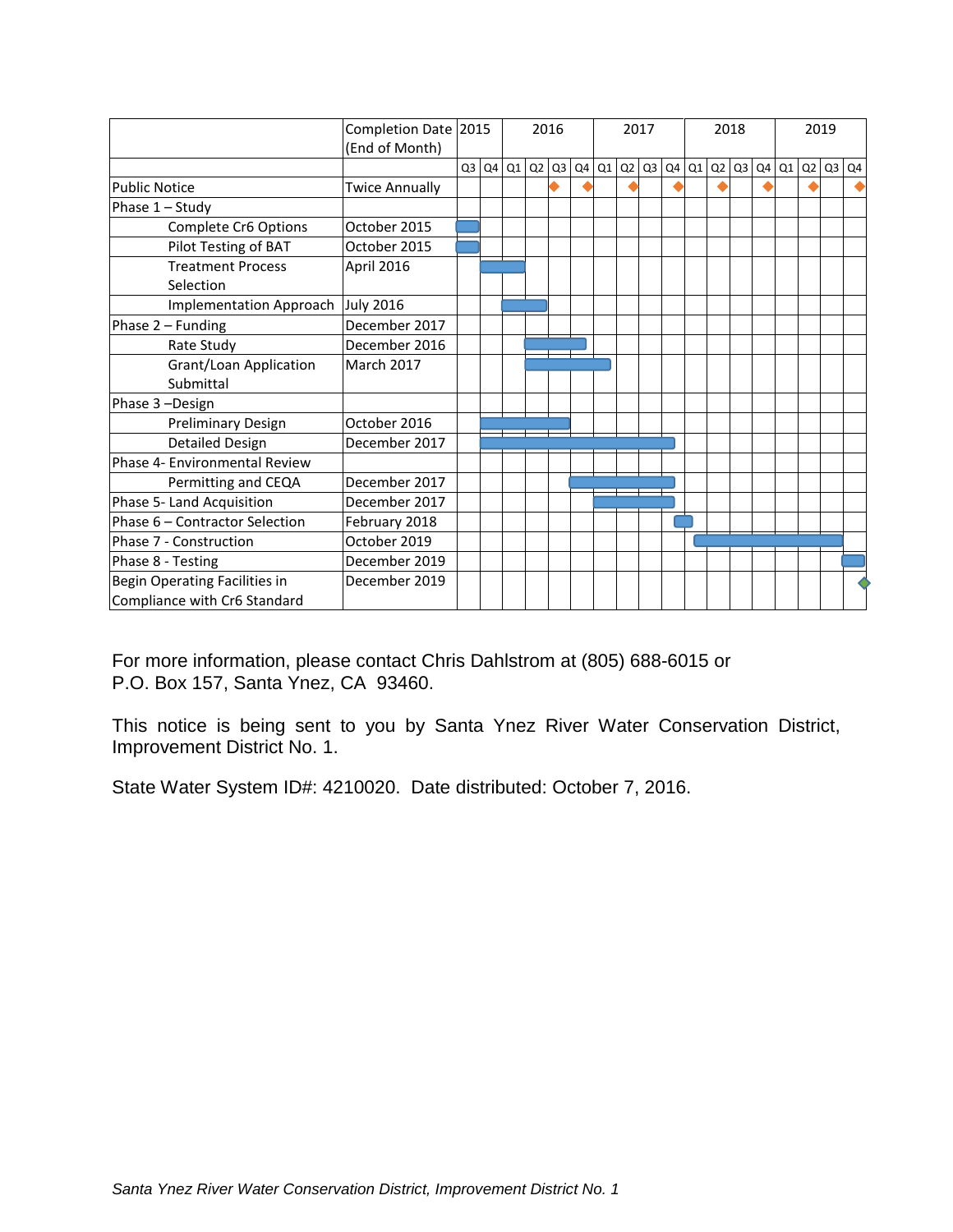| | Completion Date (End of Month) |
|---|---|
| Public Notice | Twice Annually |
| Phase 1 – Study | |
| Complete Cr6 Options | October 2015 |
| Pilot Testing of BAT | October 2015 |
| Treatment Process Selection | April 2016 |
| Implementation Approach | July 2016 |
| Phase 2 – Funding | December 2017 |
| Rate Study | December 2016 |
| Grant/Loan Application Submittal | March 2017 |
| Phase 3 –Design | |
| Preliminary Design | October 2016 |
| Detailed Design | December 2017 |
| Phase 4- Environmental Review | |
| Permitting and CEQA | December 2017 |
| Phase 5- Land Acquisition | December 2017 |
| Phase 6 – Contractor Selection | February 2018 |
| Phase 7 - Construction | October 2019 |
| Phase 8 - Testing | December 2019 |
| Begin Operating Facilities in Compliance with Cr6 Standard | December 2019 |

2015 2016 2017 2018 2019

Q3 Q4 Q1 Q2 Q3 Q4 Q1 Q2 Q3 Q4 Q1 Q2 Q3 Q4 Q1 Q2 Q3 Q4

For more information, please contact Chris Dahlstrom at (805) 688-6015 or P.O. Box 157, Santa Ynez, CA 93460.

This notice is being sent to you by Santa Ynez River Water Conservation District, Improvement District No. 1.

State Water System ID#: 4210020. Date distributed: October 7, 2016.